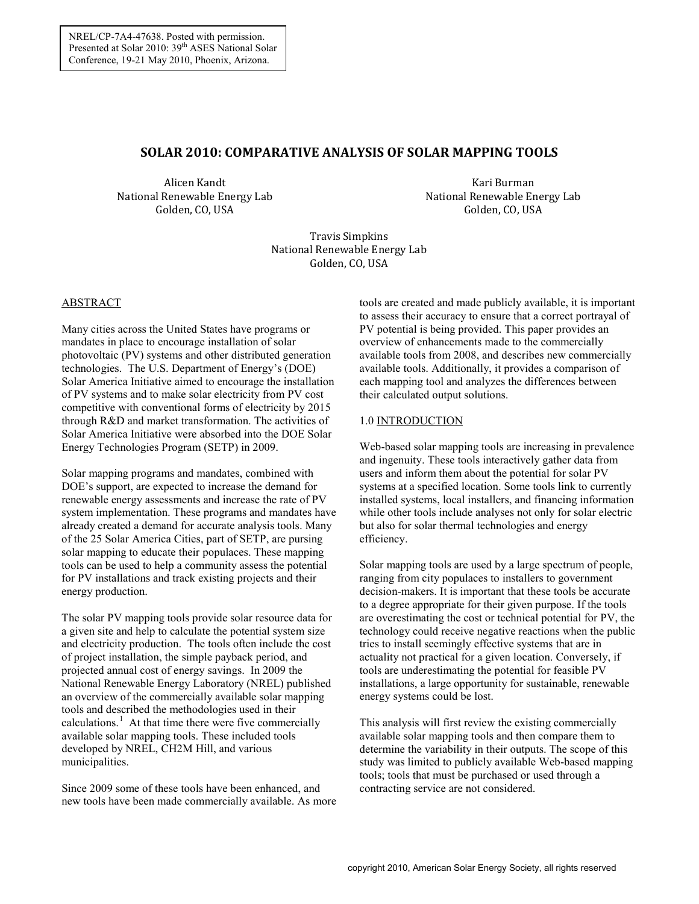NREL/CP-7A4-47638. Posted with permission. Presented at Solar 2010: 39th ASES National Solar Conference, 19-21 May 2010, Phoenix, Arizona.

# SOLAR 2010: COMPARATIVE ANALYSIS OF SOLAR MAPPING TOOLS

Alicen Kandt
National Renewable Energy Lab
Golden, CO, USA

Kari Burman
National Renewable Energy Lab
Golden, CO, USA

Travis Simpkins
National Renewable Energy Lab
Golden, CO, USA

## ABSTRACT

Many cities across the United States have programs or mandates in place to encourage installation of solar photovoltaic (PV) systems and other distributed generation technologies. The U.S. Department of Energy's (DOE) Solar America Initiative aimed to encourage the installation of PV systems and to make solar electricity from PV cost competitive with conventional forms of electricity by 2015 through R&D and market transformation. The activities of Solar America Initiative were absorbed into the DOE Solar Energy Technologies Program (SETP) in 2009.

Solar mapping programs and mandates, combined with DOE's support, are expected to increase the demand for renewable energy assessments and increase the rate of PV system implementation. These programs and mandates have already created a demand for accurate analysis tools. Many of the 25 Solar America Cities, part of SETP, are pursing solar mapping to educate their populaces. These mapping tools can be used to help a community assess the potential for PV installations and track existing projects and their energy production.

The solar PV mapping tools provide solar resource data for a given site and help to calculate the potential system size and electricity production. The tools often include the cost of project installation, the simple payback period, and projected annual cost of energy savings. In 2009 the National Renewable Energy Laboratory (NREL) published an overview of the commercially available solar mapping tools and described the methodologies used in their calculations.[1] At that time there were five commercially available solar mapping tools. These included tools developed by NREL, CH2M Hill, and various municipalities.

Since 2009 some of these tools have been enhanced, and new tools have been made commercially available. As more tools are created and made publicly available, it is important to assess their accuracy to ensure that a correct portrayal of PV potential is being provided. This paper provides an overview of enhancements made to the commercially available tools from 2008, and describes new commercially available tools. Additionally, it provides a comparison of each mapping tool and analyzes the differences between their calculated output solutions.

## 1.0 INTRODUCTION

Web-based solar mapping tools are increasing in prevalence and ingenuity. These tools interactively gather data from users and inform them about the potential for solar PV systems at a specified location. Some tools link to currently installed systems, local installers, and financing information while other tools include analyses not only for solar electric but also for solar thermal technologies and energy efficiency.

Solar mapping tools are used by a large spectrum of people, ranging from city populaces to installers to government decision-makers. It is important that these tools be accurate to a degree appropriate for their given purpose. If the tools are overestimating the cost or technical potential for PV, the technology could receive negative reactions when the public tries to install seemingly effective systems that are in actuality not practical for a given location. Conversely, if tools are underestimating the potential for feasible PV installations, a large opportunity for sustainable, renewable energy systems could be lost.

This analysis will first review the existing commercially available solar mapping tools and then compare them to determine the variability in their outputs. The scope of this study was limited to publicly available Web-based mapping tools; tools that must be purchased or used through a contracting service are not considered.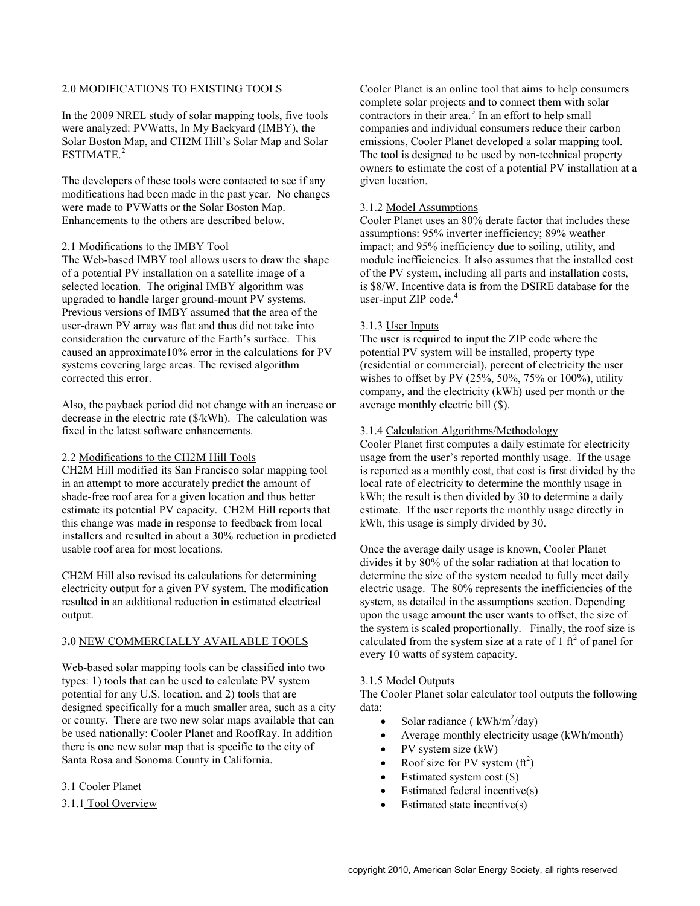## 2.0 MODIFICATIONS TO EXISTING TOOLS

In the 2009 NREL study of solar mapping tools, five tools were analyzed: PVWatts, In My Backyard (IMBY), the Solar Boston Map, and CH2M Hill's Solar Map and Solar ESTIMATE.[2]

The developers of these tools were contacted to see if any modifications had been made in the past year. No changes were made to PVWatts or the Solar Boston Map. Enhancements to the others are described below.

### 2.1 Modifications to the IMBY Tool

The Web-based IMBY tool allows users to draw the shape of a potential PV installation on a satellite image of a selected location. The original IMBY algorithm was upgraded to handle larger ground-mount PV systems. Previous versions of IMBY assumed that the area of the user-drawn PV array was flat and thus did not take into consideration the curvature of the Earth's surface. This caused an approximate10% error in the calculations for PV systems covering large areas. The revised algorithm corrected this error.

Also, the payback period did not change with an increase or decrease in the electric rate ($/kWh). The calculation was fixed in the latest software enhancements.

### 2.2 Modifications to the CH2M Hill Tools

CH2M Hill modified its San Francisco solar mapping tool in an attempt to more accurately predict the amount of shade-free roof area for a given location and thus better estimate its potential PV capacity. CH2M Hill reports that this change was made in response to feedback from local installers and resulted in about a 30% reduction in predicted usable roof area for most locations.

CH2M Hill also revised its calculations for determining electricity output for a given PV system. The modification resulted in an additional reduction in estimated electrical output.

## 3.0 NEW COMMERCIALLY AVAILABLE TOOLS

Web-based solar mapping tools can be classified into two types: 1) tools that can be used to calculate PV system potential for any U.S. location, and 2) tools that are designed specifically for a much smaller area, such as a city or county. There are two new solar maps available that can be used nationally: Cooler Planet and RoofRay. In addition there is one new solar map that is specific to the city of Santa Rosa and Sonoma County in California.

### 3.1 Cooler Planet

#### 3.1.1 Tool Overview

Cooler Planet is an online tool that aims to help consumers complete solar projects and to connect them with solar contractors in their area.[3] In an effort to help small companies and individual consumers reduce their carbon emissions, Cooler Planet developed a solar mapping tool. The tool is designed to be used by non-technical property owners to estimate the cost of a potential PV installation at a given location.

#### 3.1.2 Model Assumptions

Cooler Planet uses an 80% derate factor that includes these assumptions: 95% inverter inefficiency; 89% weather impact; and 95% inefficiency due to soiling, utility, and module inefficiencies. It also assumes that the installed cost of the PV system, including all parts and installation costs, is $8/W. Incentive data is from the DSIRE database for the user-input ZIP code.[4]

#### 3.1.3 User Inputs

The user is required to input the ZIP code where the potential PV system will be installed, property type (residential or commercial), percent of electricity the user wishes to offset by PV (25%, 50%, 75% or 100%), utility company, and the electricity (kWh) used per month or the average monthly electric bill ($).

#### 3.1.4 Calculation Algorithms/Methodology

Cooler Planet first computes a daily estimate for electricity usage from the user's reported monthly usage. If the usage is reported as a monthly cost, that cost is first divided by the local rate of electricity to determine the monthly usage in kWh; the result is then divided by 30 to determine a daily estimate. If the user reports the monthly usage directly in kWh, this usage is simply divided by 30.

Once the average daily usage is known, Cooler Planet divides it by 80% of the solar radiation at that location to determine the size of the system needed to fully meet daily electric usage. The 80% represents the inefficiencies of the system, as detailed in the assumptions section. Depending upon the usage amount the user wants to offset, the size of the system is scaled proportionally. Finally, the roof size is calculated from the system size at a rate of 1 $ft^2$ of panel for every 10 watts of system capacity.

#### 3.1.5 Model Outputs

The Cooler Planet solar calculator tool outputs the following data:

- Solar radiance ( $kWh/m^2/day$)
- Average monthly electricity usage (kWh/month)
- PV system size (kW)
- Roof size for PV system ($ft^2$)
- Estimated system cost ($)
- Estimated federal incentive(s)
- Estimated state incentive(s)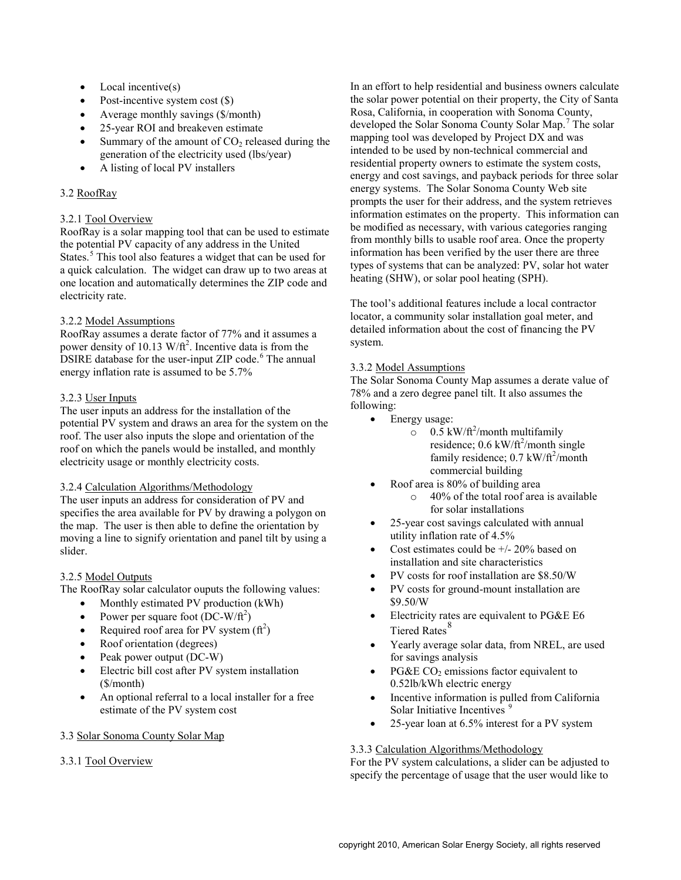- Local incentive(s)
- Post-incentive system cost ($)
- Average monthly savings ($/month)
- 25-year ROI and breakeven estimate
- Summary of the amount of $CO_2$ released during the generation of the electricity used (lbs/year)
- A listing of local PV installers

### 3.2 RoofRay

#### 3.2.1 Tool Overview

RoofRay is a solar mapping tool that can be used to estimate the potential PV capacity of any address in the United States.[5] This tool also features a widget that can be used for a quick calculation. The widget can draw up to two areas at one location and automatically determines the ZIP code and electricity rate.

#### 3.2.2 Model Assumptions

RoofRay assumes a derate factor of 77% and it assumes a power density of 10.13 W/ft$^2$. Incentive data is from the DSIRE database for the user-input ZIP code.[6] The annual energy inflation rate is assumed to be 5.7%

#### 3.2.3 User Inputs

The user inputs an address for the installation of the potential PV system and draws an area for the system on the roof. The user also inputs the slope and orientation of the roof on which the panels would be installed, and monthly electricity usage or monthly electricity costs.

#### 3.2.4 Calculation Algorithms/Methodology

The user inputs an address for consideration of PV and specifies the area available for PV by drawing a polygon on the map. The user is then able to define the orientation by moving a line to signify orientation and panel tilt by using a slider.

#### 3.2.5 Model Outputs

The RoofRay solar calculator ouputs the following values:

- Monthly estimated PV production (kWh)
- Power per square foot (DC-W/ft$^2$)
- Required roof area for PV system (ft$^2$)
- Roof orientation (degrees)
- Peak power output (DC-W)
- Electric bill cost after PV system installation ($/month)
- An optional referral to a local installer for a free estimate of the PV system cost

### 3.3 Solar Sonoma County Solar Map

#### 3.3.1 Tool Overview

In an effort to help residential and business owners calculate the solar power potential on their property, the City of Santa Rosa, California, in cooperation with Sonoma County, developed the Solar Sonoma County Solar Map.[7] The solar mapping tool was developed by Project DX and was intended to be used by non-technical commercial and residential property owners to estimate the system costs, energy and cost savings, and payback periods for three solar energy systems. The Solar Sonoma County Web site prompts the user for their address, and the system retrieves information estimates on the property. This information can be modified as necessary, with various categories ranging from monthly bills to usable roof area. Once the property information has been verified by the user there are three types of systems that can be analyzed: PV, solar hot water heating (SHW), or solar pool heating (SPH).

The tool's additional features include a local contractor locator, a community solar installation goal meter, and detailed information about the cost of financing the PV system.

#### 3.3.2 Model Assumptions

The Solar Sonoma County Map assumes a derate value of 78% and a zero degree panel tilt. It also assumes the following:

- Energy usage:
  - 0.5 kW/ft$^2$/month multifamily residence; 0.6 kW/ft$^2$/month single family residence; 0.7 kW/ft$^2$/month commercial building
- Roof area is 80% of building area
  - 40% of the total roof area is available for solar installations
- 25-year cost savings calculated with annual utility inflation rate of 4.5%
- Cost estimates could be +/- 20% based on installation and site characteristics
- PV costs for roof installation are $8.50/W
- PV costs for ground-mount installation are $9.50/W
- Electricity rates are equivalent to PG&E E6 Tiered Rates[8]
- Yearly average solar data, from NREL, are used for savings analysis
- PG&E $CO_2$ emissions factor equivalent to 0.52lb/kWh electric energy
- Incentive information is pulled from California Solar Initiative Incentives [9]
- 25-year loan at 6.5% interest for a PV system

#### 3.3.3 Calculation Algorithms/Methodology

For the PV system calculations, a slider can be adjusted to specify the percentage of usage that the user would like to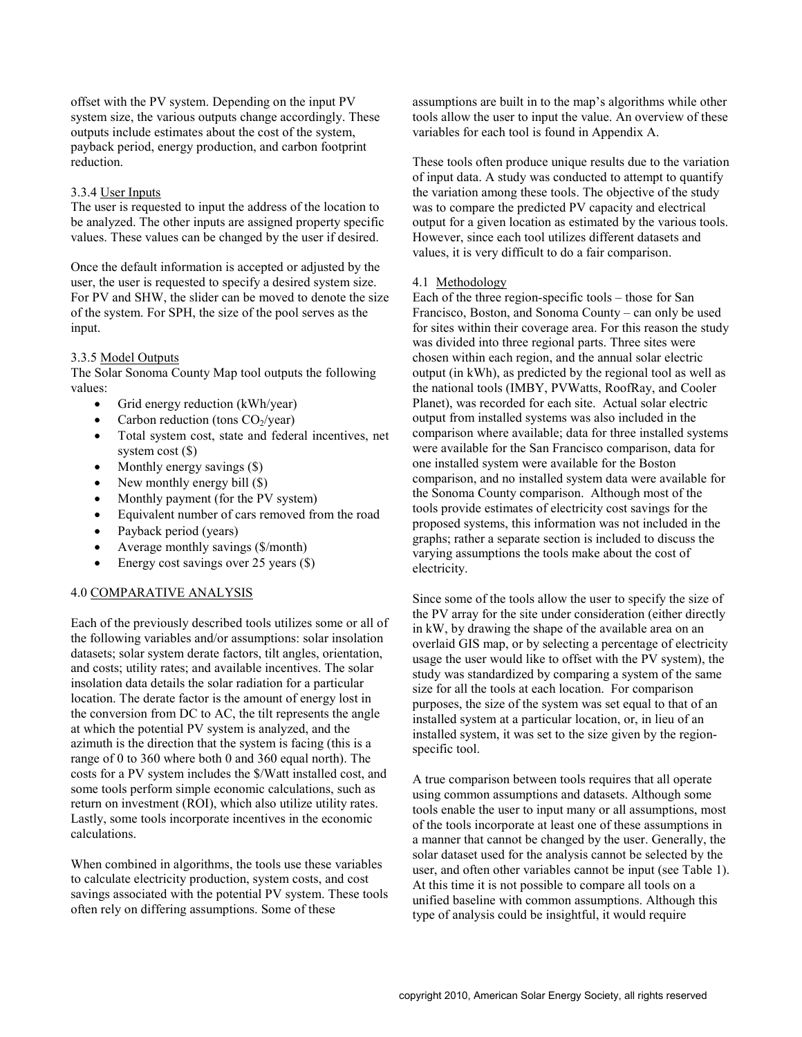offset with the PV system. Depending on the input PV system size, the various outputs change accordingly. These outputs include estimates about the cost of the system, payback period, energy production, and carbon footprint reduction.

#### 3.3.4 User Inputs

The user is requested to input the address of the location to be analyzed. The other inputs are assigned property specific values. These values can be changed by the user if desired.

Once the default information is accepted or adjusted by the user, the user is requested to specify a desired system size. For PV and SHW, the slider can be moved to denote the size of the system. For SPH, the size of the pool serves as the input.

#### 3.3.5 Model Outputs

The Solar Sonoma County Map tool outputs the following values:

- Grid energy reduction (kWh/year)
- Carbon reduction (tons $CO_2$/year)
- Total system cost, state and federal incentives, net system cost ($)
- Monthly energy savings ($)
- New monthly energy bill ($)
- Monthly payment (for the PV system)
- Equivalent number of cars removed from the road
- Payback period (years)
- Average monthly savings ($/month)
- Energy cost savings over 25 years ($)

## 4.0 COMPARATIVE ANALYSIS

Each of the previously described tools utilizes some or all of the following variables and/or assumptions: solar insolation datasets; solar system derate factors, tilt angles, orientation, and costs; utility rates; and available incentives. The solar insolation data details the solar radiation for a particular location. The derate factor is the amount of energy lost in the conversion from DC to AC, the tilt represents the angle at which the potential PV system is analyzed, and the azimuth is the direction that the system is facing (this is a range of 0 to 360 where both 0 and 360 equal north). The costs for a PV system includes the $/Watt installed cost, and some tools perform simple economic calculations, such as return on investment (ROI), which also utilize utility rates. Lastly, some tools incorporate incentives in the economic calculations.

When combined in algorithms, the tools use these variables to calculate electricity production, system costs, and cost savings associated with the potential PV system. These tools often rely on differing assumptions. Some of these assumptions are built in to the map's algorithms while other tools allow the user to input the value. An overview of these variables for each tool is found in Appendix A.

These tools often produce unique results due to the variation of input data. A study was conducted to attempt to quantify the variation among these tools. The objective of the study was to compare the predicted PV capacity and electrical output for a given location as estimated by the various tools. However, since each tool utilizes different datasets and values, it is very difficult to do a fair comparison.

### 4.1 Methodology

Each of the three region-specific tools – those for San Francisco, Boston, and Sonoma County – can only be used for sites within their coverage area. For this reason the study was divided into three regional parts. Three sites were chosen within each region, and the annual solar electric output (in kWh), as predicted by the regional tool as well as the national tools (IMBY, PVWatts, RoofRay, and Cooler Planet), was recorded for each site. Actual solar electric output from installed systems was also included in the comparison where available; data for three installed systems were available for the San Francisco comparison, data for one installed system were available for the Boston comparison, and no installed system data were available for the Sonoma County comparison. Although most of the tools provide estimates of electricity cost savings for the proposed systems, this information was not included in the graphs; rather a separate section is included to discuss the varying assumptions the tools make about the cost of electricity.

Since some of the tools allow the user to specify the size of the PV array for the site under consideration (either directly in kW, by drawing the shape of the available area on an overlaid GIS map, or by selecting a percentage of electricity usage the user would like to offset with the PV system), the study was standardized by comparing a system of the same size for all the tools at each location. For comparison purposes, the size of the system was set equal to that of an installed system at a particular location, or, in lieu of an installed system, it was set to the size given by the region-specific tool.

A true comparison between tools requires that all operate using common assumptions and datasets. Although some tools enable the user to input many or all assumptions, most of the tools incorporate at least one of these assumptions in a manner that cannot be changed by the user. Generally, the solar dataset used for the analysis cannot be selected by the user, and often other variables cannot be input (see Table 1). At this time it is not possible to compare all tools on a unified baseline with common assumptions. Although this type of analysis could be insightful, it would require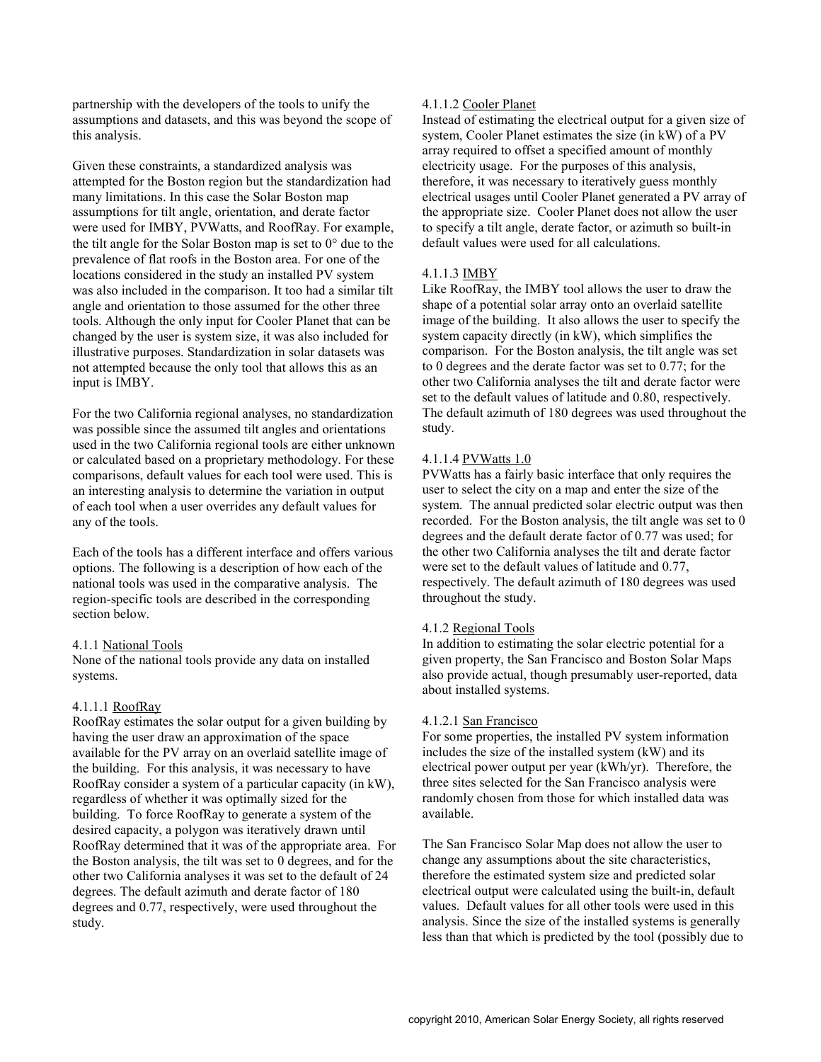partnership with the developers of the tools to unify the assumptions and datasets, and this was beyond the scope of this analysis.

Given these constraints, a standardized analysis was attempted for the Boston region but the standardization had many limitations. In this case the Solar Boston map assumptions for tilt angle, orientation, and derate factor were used for IMBY, PVWatts, and RoofRay. For example, the tilt angle for the Solar Boston map is set to 0° due to the prevalence of flat roofs in the Boston area. For one of the locations considered in the study an installed PV system was also included in the comparison. It too had a similar tilt angle and orientation to those assumed for the other three tools. Although the only input for Cooler Planet that can be changed by the user is system size, it was also included for illustrative purposes. Standardization in solar datasets was not attempted because the only tool that allows this as an input is IMBY.

For the two California regional analyses, no standardization was possible since the assumed tilt angles and orientations used in the two California regional tools are either unknown or calculated based on a proprietary methodology. For these comparisons, default values for each tool were used. This is an interesting analysis to determine the variation in output of each tool when a user overrides any default values for any of the tools.

Each of the tools has a different interface and offers various options. The following is a description of how each of the national tools was used in the comparative analysis. The region-specific tools are described in the corresponding section below.

#### 4.1.1 National Tools

None of the national tools provide any data on installed systems.

##### 4.1.1.1 RoofRay

RoofRay estimates the solar output for a given building by having the user draw an approximation of the space available for the PV array on an overlaid satellite image of the building. For this analysis, it was necessary to have RoofRay consider a system of a particular capacity (in kW), regardless of whether it was optimally sized for the building. To force RoofRay to generate a system of the desired capacity, a polygon was iteratively drawn until RoofRay determined that it was of the appropriate area. For the Boston analysis, the tilt was set to 0 degrees, and for the other two California analyses it was set to the default of 24 degrees. The default azimuth and derate factor of 180 degrees and 0.77, respectively, were used throughout the study.

##### 4.1.1.2 Cooler Planet

Instead of estimating the electrical output for a given size of system, Cooler Planet estimates the size (in kW) of a PV array required to offset a specified amount of monthly electricity usage. For the purposes of this analysis, therefore, it was necessary to iteratively guess monthly electrical usages until Cooler Planet generated a PV array of the appropriate size. Cooler Planet does not allow the user to specify a tilt angle, derate factor, or azimuth so built-in default values were used for all calculations.

##### 4.1.1.3 IMBY

Like RoofRay, the IMBY tool allows the user to draw the shape of a potential solar array onto an overlaid satellite image of the building. It also allows the user to specify the system capacity directly (in kW), which simplifies the comparison. For the Boston analysis, the tilt angle was set to 0 degrees and the derate factor was set to 0.77; for the other two California analyses the tilt and derate factor were set to the default values of latitude and 0.80, respectively. The default azimuth of 180 degrees was used throughout the study.

##### 4.1.1.4 PVWatts 1.0

PVWatts has a fairly basic interface that only requires the user to select the city on a map and enter the size of the system. The annual predicted solar electric output was then recorded. For the Boston analysis, the tilt angle was set to 0 degrees and the default derate factor of 0.77 was used; for the other two California analyses the tilt and derate factor were set to the default values of latitude and 0.77, respectively. The default azimuth of 180 degrees was used throughout the study.

#### 4.1.2 Regional Tools

In addition to estimating the solar electric potential for a given property, the San Francisco and Boston Solar Maps also provide actual, though presumably user-reported, data about installed systems.

##### 4.1.2.1 San Francisco

For some properties, the installed PV system information includes the size of the installed system (kW) and its electrical power output per year (kWh/yr). Therefore, the three sites selected for the San Francisco analysis were randomly chosen from those for which installed data was available.

The San Francisco Solar Map does not allow the user to change any assumptions about the site characteristics, therefore the estimated system size and predicted solar electrical output were calculated using the built-in, default values. Default values for all other tools were used in this analysis. Since the size of the installed systems is generally less than that which is predicted by the tool (possibly due to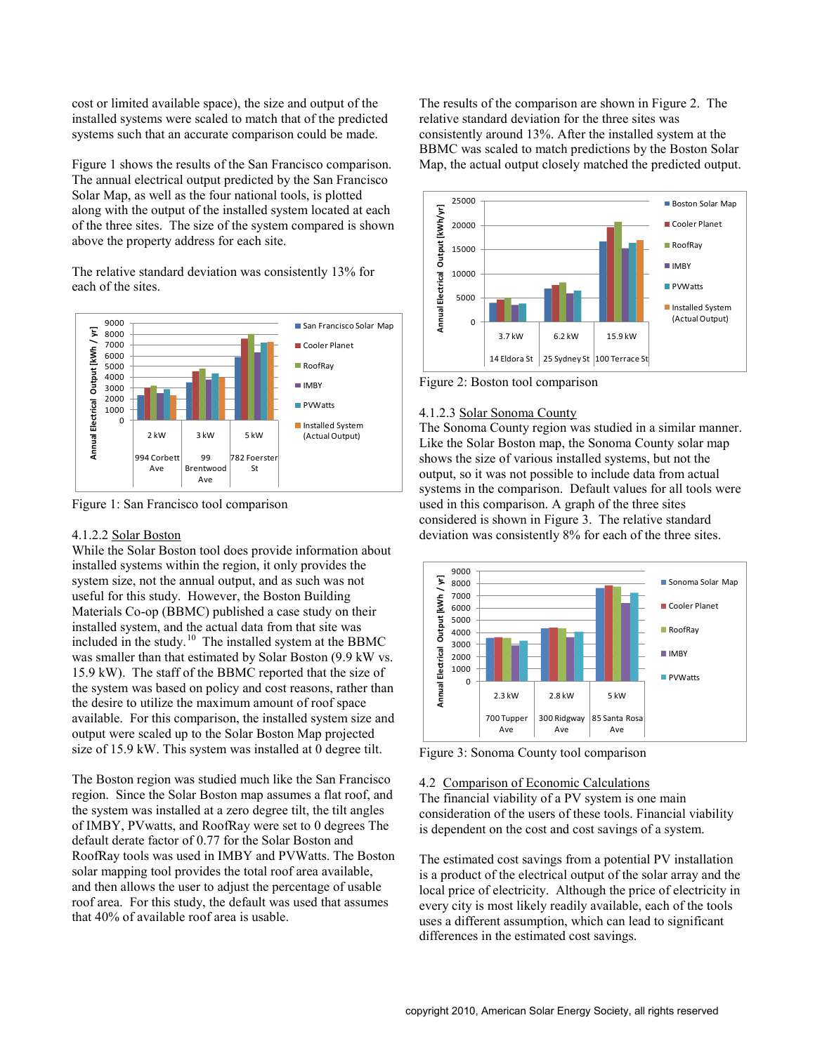cost or limited available space), the size and output of the installed systems were scaled to match that of the predicted systems such that an accurate comparison could be made.

Figure 1 shows the results of the San Francisco comparison. The annual electrical output predicted by the San Francisco Solar Map, as well as the four national tools, is plotted along with the output of the installed system located at each of the three sites. The size of the system compared is shown above the property address for each site.

The relative standard deviation was consistently 13% for each of the sites.

Figure 1: San Francisco tool comparison

#### 4.1.2.2 Solar Boston

While the Solar Boston tool does provide information about installed systems within the region, it only provides the system size, not the annual output, and as such was not useful for this study. However, the Boston Building Materials Co-op (BBMC) published a case study on their installed system, and the actual data from that site was included in the study.[10] The installed system at the BBMC was smaller than that estimated by Solar Boston (9.9 kW vs. 15.9 kW). The staff of the BBMC reported that the size of the system was based on policy and cost reasons, rather than the desire to utilize the maximum amount of roof space available. For this comparison, the installed system size and output were scaled up to the Solar Boston Map projected size of 15.9 kW. This system was installed at 0 degree tilt.

The Boston region was studied much like the San Francisco region. Since the Solar Boston map assumes a flat roof, and the system was installed at a zero degree tilt, the tilt angles of IMBY, PVwatts, and RoofRay were set to 0 degrees The default derate factor of 0.77 for the Solar Boston and RoofRay tools was used in IMBY and PVWatts. The Boston solar mapping tool provides the total roof area available, and then allows the user to adjust the percentage of usable roof area. For this study, the default was used that assumes that 40% of available roof area is usable.

The results of the comparison are shown in Figure 2. The relative standard deviation for the three sites was consistently around 13%. After the installed system at the BBMC was scaled to match predictions by the Boston Solar Map, the actual output closely matched the predicted output.

Figure 2: Boston tool comparison

#### 4.1.2.3 Solar Sonoma County

The Sonoma County region was studied in a similar manner. Like the Solar Boston map, the Sonoma County solar map shows the size of various installed systems, but not the output, so it was not possible to include data from actual systems in the comparison. Default values for all tools were used in this comparison. A graph of the three sites considered is shown in Figure 3. The relative standard deviation was consistently 8% for each of the three sites.

Figure 3: Sonoma County tool comparison

### 4.2 Comparison of Economic Calculations

The financial viability of a PV system is one main consideration of the users of these tools. Financial viability is dependent on the cost and cost savings of a system.

The estimated cost savings from a potential PV installation is a product of the electrical output of the solar array and the local price of electricity. Although the price of electricity in every city is most likely readily available, each of the tools uses a different assumption, which can lead to significant differences in the estimated cost savings.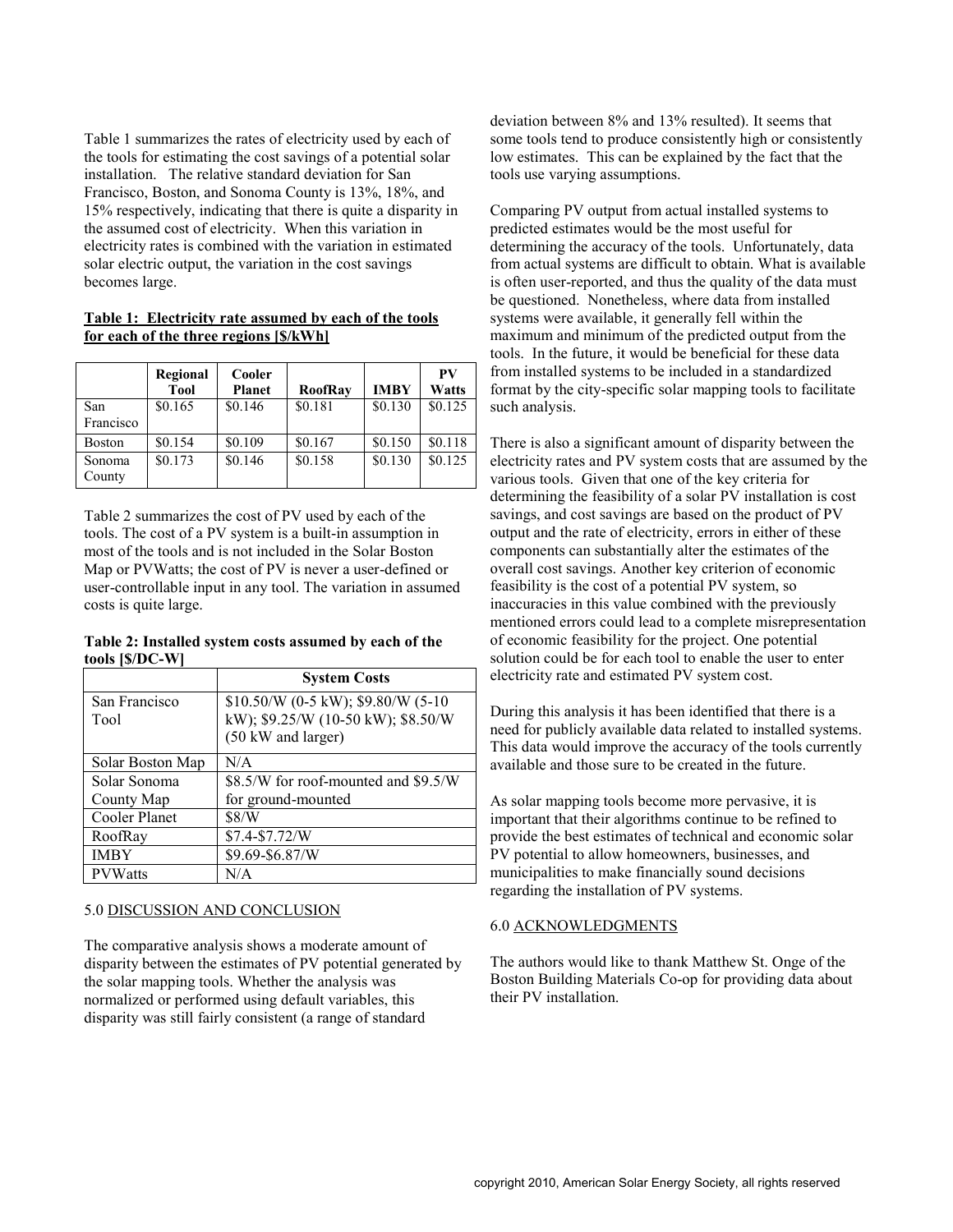Table 1 summarizes the rates of electricity used by each of the tools for estimating the cost savings of a potential solar installation. The relative standard deviation for San Francisco, Boston, and Sonoma County is 13%, 18%, and 15% respectively, indicating that there is quite a disparity in the assumed cost of electricity. When this variation in electricity rates is combined with the variation in estimated solar electric output, the variation in the cost savings becomes large.

**Table 1: Electricity rate assumed by each of the tools for each of the three regions [$/kWh]**

| | Regional Tool | Cooler Planet | RoofRay | IMBY | PV Watts |
|---|---|---|---|---|---|
| San Francisco | $0.165 | $0.146 | $0.181 | $0.130 | $0.125 |
| Boston | $0.154 | $0.109 | $0.167 | $0.150 | $0.118 |
| Sonoma County | $0.173 | $0.146 | $0.158 | $0.130 | $0.125 |

Table 2 summarizes the cost of PV used by each of the tools. The cost of a PV system is a built-in assumption in most of the tools and is not included in the Solar Boston Map or PVWatts; the cost of PV is never a user-defined or user-controllable input in any tool. The variation in assumed costs is quite large.

**Table 2: Installed system costs assumed by each of the tools [$/DC-W]**

| | System Costs |
|---|---|
| San Francisco Tool | $10.50/W (0-5 kW); $9.80/W (5-10 kW); $9.25/W (10-50 kW); $8.50/W (50 kW and larger) |
| Solar Boston Map | N/A |
| Solar Sonoma County Map | $8.5/W for roof-mounted and $9.5/W for ground-mounted |
| Cooler Planet | $8/W |
| RoofRay | $7.4-$7.72/W |
| IMBY | $9.69-$6.87/W |
| PVWatts | N/A |

## 5.0 DISCUSSION AND CONCLUSION

The comparative analysis shows a moderate amount of disparity between the estimates of PV potential generated by the solar mapping tools. Whether the analysis was normalized or performed using default variables, this disparity was still fairly consistent (a range of standard deviation between 8% and 13% resulted). It seems that some tools tend to produce consistently high or consistently low estimates. This can be explained by the fact that the tools use varying assumptions.

Comparing PV output from actual installed systems to predicted estimates would be the most useful for determining the accuracy of the tools. Unfortunately, data from actual systems are difficult to obtain. What is available is often user-reported, and thus the quality of the data must be questioned. Nonetheless, where data from installed systems were available, it generally fell within the maximum and minimum of the predicted output from the tools. In the future, it would be beneficial for these data from installed systems to be included in a standardized format by the city-specific solar mapping tools to facilitate such analysis.

There is also a significant amount of disparity between the electricity rates and PV system costs that are assumed by the various tools. Given that one of the key criteria for determining the feasibility of a solar PV installation is cost savings, and cost savings are based on the product of PV output and the rate of electricity, errors in either of these components can substantially alter the estimates of the overall cost savings. Another key criterion of economic feasibility is the cost of a potential PV system, so inaccuracies in this value combined with the previously mentioned errors could lead to a complete misrepresentation of economic feasibility for the project. One potential solution could be for each tool to enable the user to enter electricity rate and estimated PV system cost.

During this analysis it has been identified that there is a need for publicly available data related to installed systems. This data would improve the accuracy of the tools currently available and those sure to be created in the future.

As solar mapping tools become more pervasive, it is important that their algorithms continue to be refined to provide the best estimates of technical and economic solar PV potential to allow homeowners, businesses, and municipalities to make financially sound decisions regarding the installation of PV systems.

## 6.0 ACKNOWLEDGMENTS

The authors would like to thank Matthew St. Onge of the Boston Building Materials Co-op for providing data about their PV installation.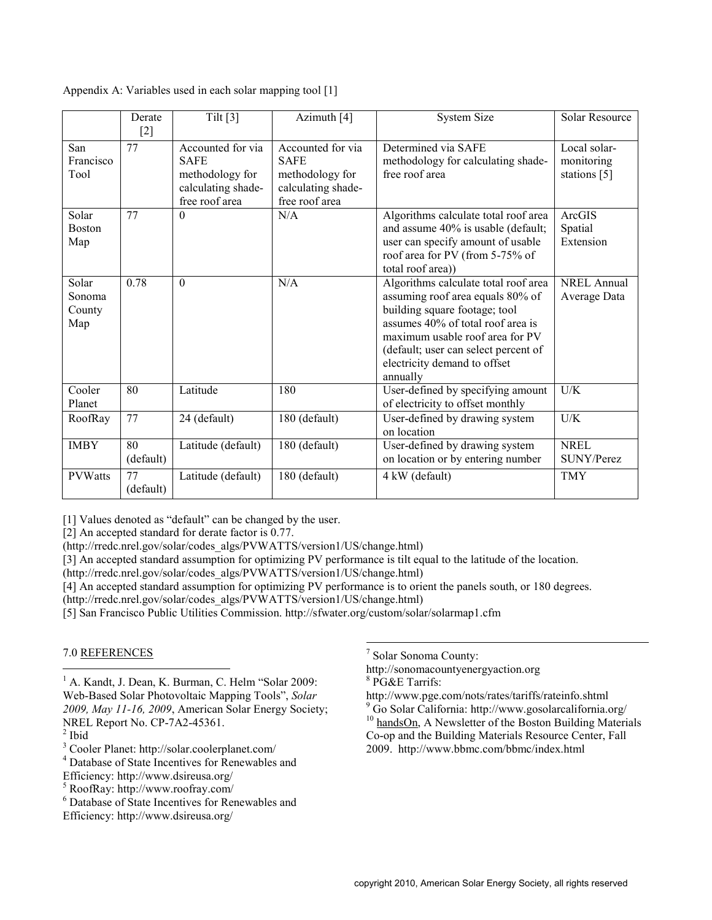Appendix A: Variables used in each solar mapping tool [1]

| | Derate [2] | Tilt [3] | Azimuth [4] | System Size | Solar Resource |
|---|---|---|---|---|---|
| San Francisco Tool | 77 | Accounted for via SAFE methodology for calculating shade-free roof area | Accounted for via SAFE methodology for calculating shade-free roof area | Determined via SAFE methodology for calculating shade-free roof area | Local solar-monitoring stations [5] |
| Solar Boston Map | 77 | 0 | N/A | Algorithms calculate total roof area and assume 40% is usable (default; user can specify amount of usable roof area for PV (from 5-75% of total roof area)) | ArcGIS Spatial Extension |
| Solar Sonoma County Map | 0.78 | 0 | N/A | Algorithms calculate total roof area assuming roof area equals 80% of building square footage; tool assumes 40% of total roof area is maximum usable roof area for PV (default; user can select percent of electricity demand to offset annually | NREL Annual Average Data |
| Cooler Planet | 80 | Latitude | 180 | User-defined by specifying amount of electricity to offset monthly | U/K |
| RoofRay | 77 | 24 (default) | 180 (default) | User-defined by drawing system on location | U/K |
| IMBY | 80 (default) | Latitude (default) | 180 (default) | User-defined by drawing system on location or by entering number | NREL SUNY/Perez |
| PVWatts | 77 (default) | Latitude (default) | 180 (default) | 4 kW (default) | TMY |

[1] Values denoted as "default" can be changed by the user.
[2] An accepted standard for derate factor is 0.77.
(http://rredc.nrel.gov/solar/codes_algs/PVWATTS/version1/US/change.html)
[3] An accepted standard assumption for optimizing PV performance is tilt equal to the latitude of the location.
(http://rredc.nrel.gov/solar/codes_algs/PVWATTS/version1/US/change.html)
[4] An accepted standard assumption for optimizing PV performance is to orient the panels south, or 180 degrees.
(http://rredc.nrel.gov/solar/codes_algs/PVWATTS/version1/US/change.html)
[5] San Francisco Public Utilities Commission. http://sfwater.org/custom/solar/solarmap1.cfm

## 7.0 REFERENCES

[1] A. Kandt, J. Dean, K. Burman, C. Helm "Solar 2009: Web-Based Solar Photovoltaic Mapping Tools", *Solar 2009, May 11-16, 2009*, American Solar Energy Society; NREL Report No. CP-7A2-45361.
[2] Ibid
[3] Cooler Planet: http://solar.coolerplanet.com/
[4] Database of State Incentives for Renewables and Efficiency: http://www.dsireusa.org/
[5] RoofRay: http://www.roofray.com/
[6] Database of State Incentives for Renewables and Efficiency: http://www.dsireusa.org/
[7] Solar Sonoma County: http://sonomacountyenergyaction.org
[8] PG&E Tarrifs: http://www.pge.com/nots/rates/tariffs/rateinfo.shtml
[9] Go Solar California: http://www.gosolarcalifornia.org/
[10] handsOn, A Newsletter of the Boston Building Materials Co-op and the Building Materials Resource Center, Fall 2009. http://www.bbmc.com/bbmc/index.html

copyright 2010, American Solar Energy Society, all rights reserved